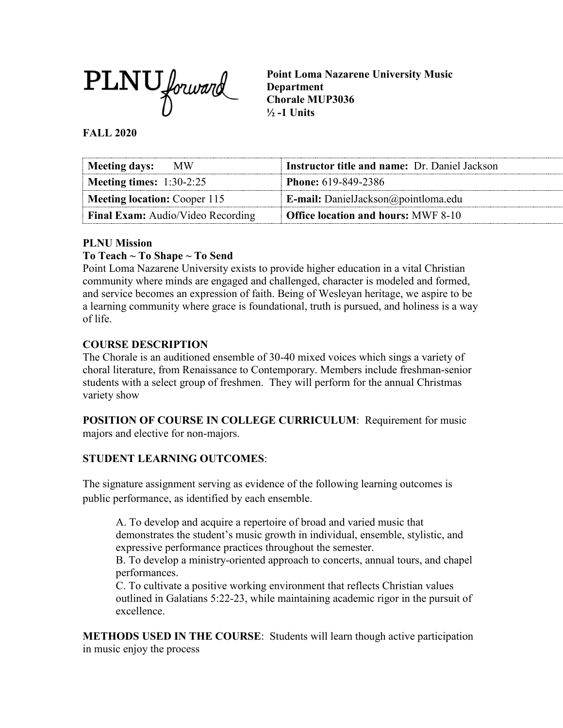PLNU forward

**Point Loma Nazarene University Music Department**
**Chorale MUP3036**
**½ -1 Units**

**FALL 2020**

| **Meeting days:** MW | **Instructor title and name:** Dr. Daniel Jackson |
|---|---|
| **Meeting times:** 1:30-2:25 | **Phone:** 619-849-2386 |
| **Meeting location:** Cooper 115 | **E-mail:** DanielJackson@pointloma.edu |
| **Final Exam:** Audio/Video Recording | **Office location and hours:** MWF 8-10 |

**PLNU Mission**
**To Teach ~ To Shape ~ To Send**
Point Loma Nazarene University exists to provide higher education in a vital Christian community where minds are engaged and challenged, character is modeled and formed, and service becomes an expression of faith. Being of Wesleyan heritage, we aspire to be a learning community where grace is foundational, truth is pursued, and holiness is a way of life.

**COURSE DESCRIPTION**
The Chorale is an auditioned ensemble of 30-40 mixed voices which sings a variety of choral literature, from Renaissance to Contemporary. Members include freshman-senior students with a select group of freshmen. They will perform for the annual Christmas variety show

**POSITION OF COURSE IN COLLEGE CURRICULUM**: Requirement for music majors and elective for non-majors.

**STUDENT LEARNING OUTCOMES**:

The signature assignment serving as evidence of the following learning outcomes is public performance, as identified by each ensemble.

A. To develop and acquire a repertoire of broad and varied music that demonstrates the student's music growth in individual, ensemble, stylistic, and expressive performance practices throughout the semester.
B. To develop a ministry-oriented approach to concerts, annual tours, and chapel performances.
C. To cultivate a positive working environment that reflects Christian values outlined in Galatians 5:22-23, while maintaining academic rigor in the pursuit of excellence.

**METHODS USED IN THE COURSE**: Students will learn though active participation in music enjoy the process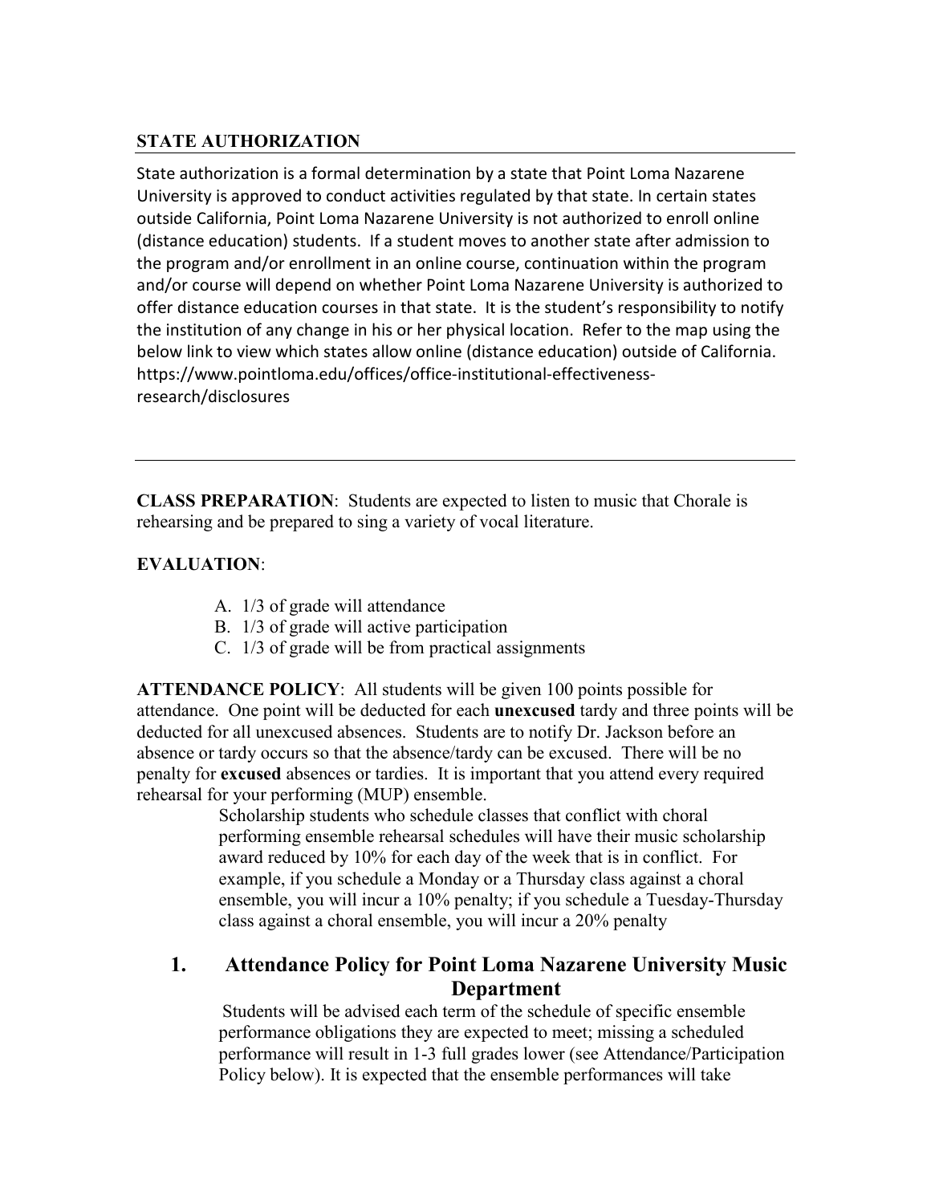## STATE AUTHORIZATION

State authorization is a formal determination by a state that Point Loma Nazarene University is approved to conduct activities regulated by that state. In certain states outside California, Point Loma Nazarene University is not authorized to enroll online (distance education) students. If a student moves to another state after admission to the program and/or enrollment in an online course, continuation within the program and/or course will depend on whether Point Loma Nazarene University is authorized to offer distance education courses in that state. It is the student's responsibility to notify the institution of any change in his or her physical location. Refer to the map using the below link to view which states allow online (distance education) outside of California. https://www.pointloma.edu/offices/office-institutional-effectiveness-research/disclosures

---

**CLASS PREPARATION**: Students are expected to listen to music that Chorale is rehearsing and be prepared to sing a variety of vocal literature.

**EVALUATION**:

A. 1/3 of grade will attendance
B. 1/3 of grade will active participation
C. 1/3 of grade will be from practical assignments

**ATTENDANCE POLICY**: All students will be given 100 points possible for attendance. One point will be deducted for each **unexcused** tardy and three points will be deducted for all unexcused absences. Students are to notify Dr. Jackson before an absence or tardy occurs so that the absence/tardy can be excused. There will be no penalty for **excused** absences or tardies. It is important that you attend every required rehearsal for your performing (MUP) ensemble.

Scholarship students who schedule classes that conflict with choral performing ensemble rehearsal schedules will have their music scholarship award reduced by 10% for each day of the week that is in conflict. For example, if you schedule a Monday or a Thursday class against a choral ensemble, you will incur a 10% penalty; if you schedule a Tuesday-Thursday class against a choral ensemble, you will incur a 20% penalty

### 1. Attendance Policy for Point Loma Nazarene University Music Department

Students will be advised each term of the schedule of specific ensemble performance obligations they are expected to meet; missing a scheduled performance will result in 1-3 full grades lower (see Attendance/Participation Policy below). It is expected that the ensemble performances will take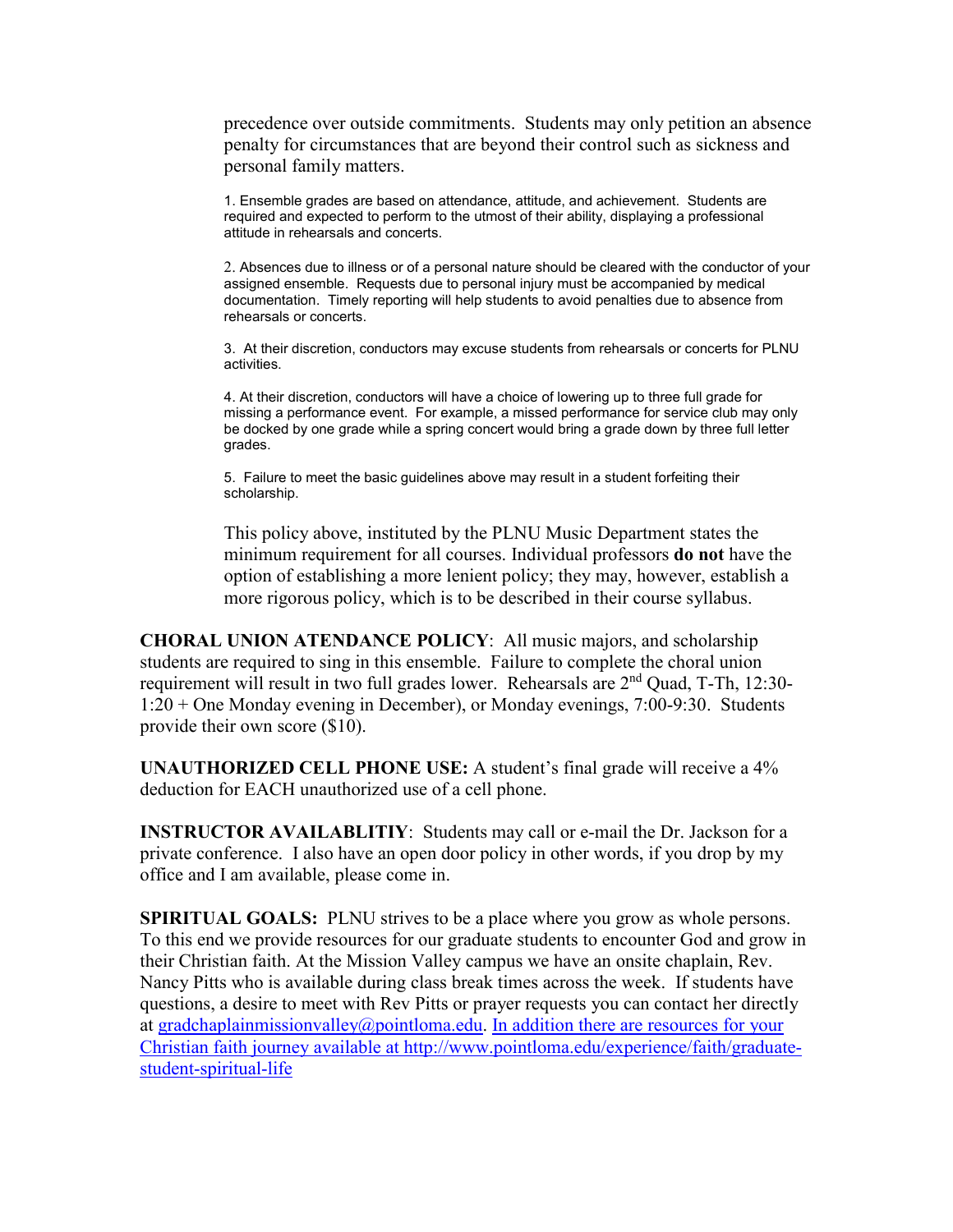precedence over outside commitments. Students may only petition an absence penalty for circumstances that are beyond their control such as sickness and personal family matters.

1. Ensemble grades are based on attendance, attitude, and achievement. Students are required and expected to perform to the utmost of their ability, displaying a professional attitude in rehearsals and concerts.

2. Absences due to illness or of a personal nature should be cleared with the conductor of your assigned ensemble. Requests due to personal injury must be accompanied by medical documentation. Timely reporting will help students to avoid penalties due to absence from rehearsals or concerts.

3. At their discretion, conductors may excuse students from rehearsals or concerts for PLNU activities.

4. At their discretion, conductors will have a choice of lowering up to three full grade for missing a performance event. For example, a missed performance for service club may only be docked by one grade while a spring concert would bring a grade down by three full letter grades.

5. Failure to meet the basic guidelines above may result in a student forfeiting their scholarship.

This policy above, instituted by the PLNU Music Department states the minimum requirement for all courses. Individual professors **do not** have the option of establishing a more lenient policy; they may, however, establish a more rigorous policy, which is to be described in their course syllabus.

**CHORAL UNION ATENDANCE POLICY**: All music majors, and scholarship students are required to sing in this ensemble. Failure to complete the choral union requirement will result in two full grades lower. Rehearsals are 2nd Quad, T-Th, 12:30-1:20 + One Monday evening in December), or Monday evenings, 7:00-9:30. Students provide their own score ($10).

**UNAUTHORIZED CELL PHONE USE:** A student's final grade will receive a 4% deduction for EACH unauthorized use of a cell phone.

**INSTRUCTOR AVAILABLITIY**: Students may call or e-mail the Dr. Jackson for a private conference. I also have an open door policy in other words, if you drop by my office and I am available, please come in.

**SPIRITUAL GOALS:** PLNU strives to be a place where you grow as whole persons. To this end we provide resources for our graduate students to encounter God and grow in their Christian faith. At the Mission Valley campus we have an onsite chaplain, Rev. Nancy Pitts who is available during class break times across the week. If students have questions, a desire to meet with Rev Pitts or prayer requests you can contact her directly at gradchaplainmissionvalley@pointloma.edu. In addition there are resources for your Christian faith journey available at http://www.pointloma.edu/experience/faith/graduate-student-spiritual-life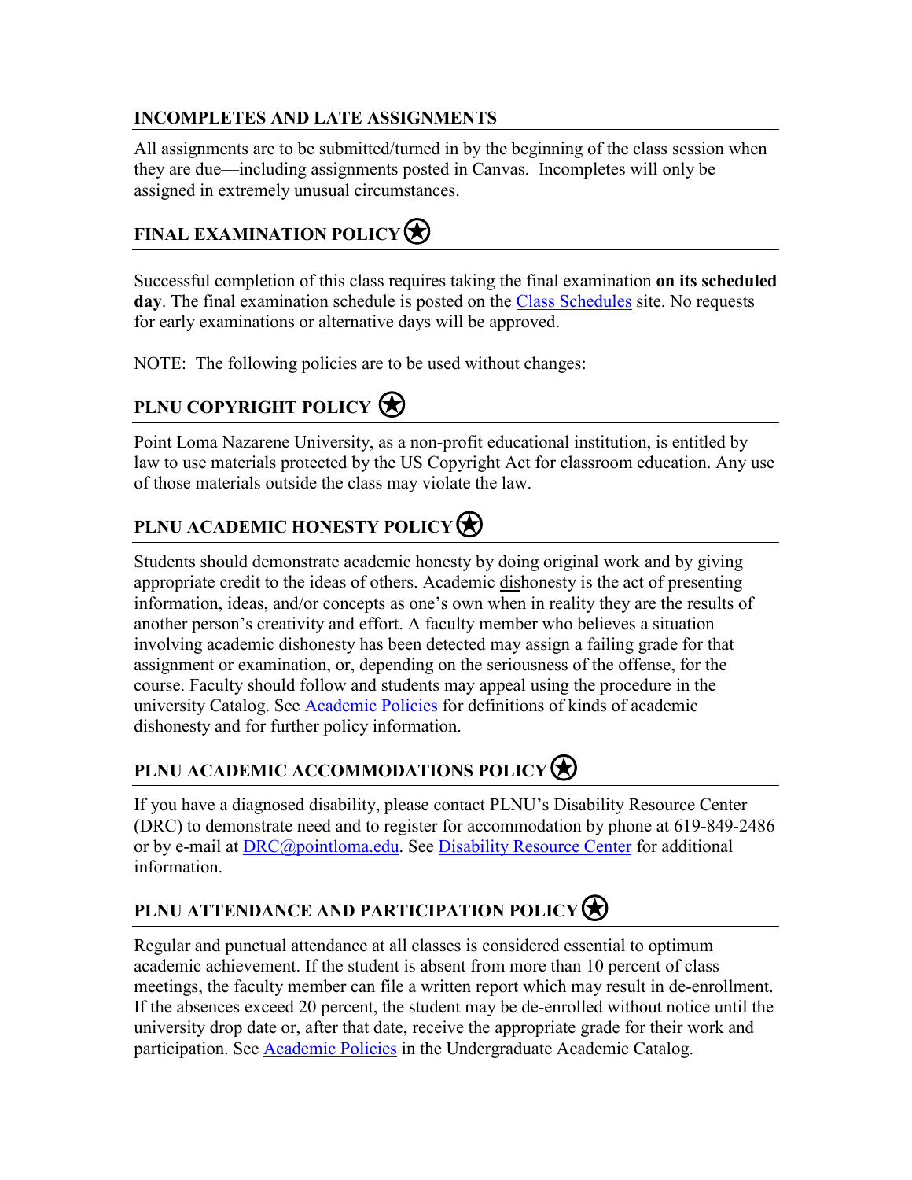## INCOMPLETES AND LATE ASSIGNMENTS

All assignments are to be submitted/turned in by the beginning of the class session when they are due—including assignments posted in Canvas. Incompletes will only be assigned in extremely unusual circumstances.

## FINAL EXAMINATION POLICY ★

Successful completion of this class requires taking the final examination **on its scheduled day**. The final examination schedule is posted on the Class Schedules site. No requests for early examinations or alternative days will be approved.

NOTE: The following policies are to be used without changes:

## PLNU COPYRIGHT POLICY ★

Point Loma Nazarene University, as a non-profit educational institution, is entitled by law to use materials protected by the US Copyright Act for classroom education. Any use of those materials outside the class may violate the law.

## PLNU ACADEMIC HONESTY POLICY ★

Students should demonstrate academic honesty by doing original work and by giving appropriate credit to the ideas of others. Academic dishonesty is the act of presenting information, ideas, and/or concepts as one's own when in reality they are the results of another person's creativity and effort. A faculty member who believes a situation involving academic dishonesty has been detected may assign a failing grade for that assignment or examination, or, depending on the seriousness of the offense, for the course. Faculty should follow and students may appeal using the procedure in the university Catalog. See Academic Policies for definitions of kinds of academic dishonesty and for further policy information.

## PLNU ACADEMIC ACCOMMODATIONS POLICY ★

If you have a diagnosed disability, please contact PLNU's Disability Resource Center (DRC) to demonstrate need and to register for accommodation by phone at 619-849-2486 or by e-mail at DRC@pointloma.edu. See Disability Resource Center for additional information.

## PLNU ATTENDANCE AND PARTICIPATION POLICY ★

Regular and punctual attendance at all classes is considered essential to optimum academic achievement. If the student is absent from more than 10 percent of class meetings, the faculty member can file a written report which may result in de-enrollment. If the absences exceed 20 percent, the student may be de-enrolled without notice until the university drop date or, after that date, receive the appropriate grade for their work and participation. See Academic Policies in the Undergraduate Academic Catalog.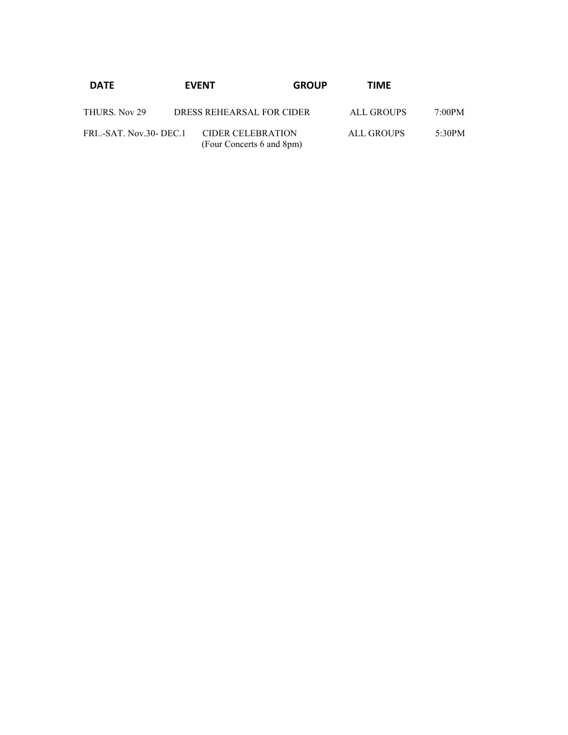| DATE | EVENT | GROUP | TIME |
| --- | --- | --- | --- |
| THURS. Nov 29 | DRESS REHEARSAL FOR CIDER | ALL GROUPS | 7:00PM |
| FRI..-SAT. Nov.30- DEC.1 | CIDER CELEBRATION (Four Concerts 6 and 8pm) | ALL GROUPS | 5:30PM |